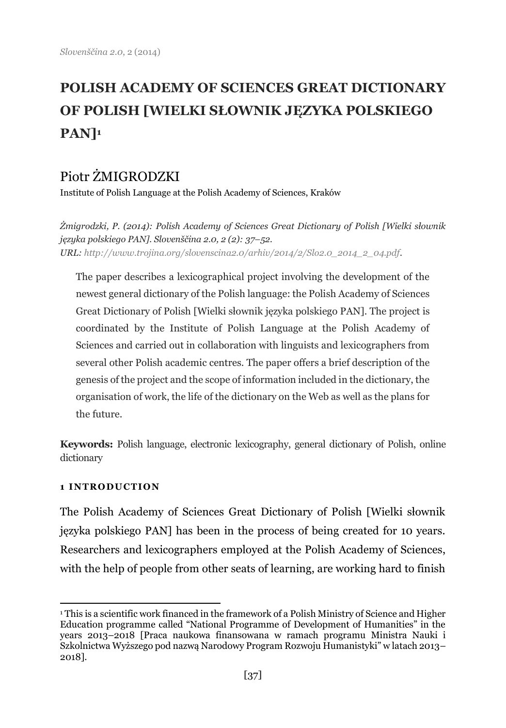# POLISH ACADEMY OF SCIENCES GREAT DICTIONARY OF POLISH [WIELKI SŁOWNIK JĘZYKA POLSKIEGO PAN][1]

## Piotr ŻMIGRODZKI

Institute of Polish Language at the Polish Academy of Sciences, Kraków

*Żmigrodzki, P. (2014): Polish Academy of Sciences Great Dictionary of Polish [Wielki słownik języka polskiego PAN]. Slovenščina 2.0, 2 (2): 37–52.*
*URL: http://www.trojina.org/slovenscina2.0/arhiv/2014/2/Slo2.0_2014_2_04.pdf.*

The paper describes a lexicographical project involving the development of the newest general dictionary of the Polish language: the Polish Academy of Sciences Great Dictionary of Polish [Wielki słownik języka polskiego PAN]. The project is coordinated by the Institute of Polish Language at the Polish Academy of Sciences and carried out in collaboration with linguists and lexicographers from several other Polish academic centres. The paper offers a brief description of the genesis of the project and the scope of information included in the dictionary, the organisation of work, the life of the dictionary on the Web as well as the plans for the future.

**Keywords:** Polish language, electronic lexicography, general dictionary of Polish, online dictionary

### 1 INTRODUCTION

The Polish Academy of Sciences Great Dictionary of Polish [Wielki słownik języka polskiego PAN] has been in the process of being created for 10 years. Researchers and lexicographers employed at the Polish Academy of Sciences, with the help of people from other seats of learning, are working hard to finish

[1] This is a scientific work financed in the framework of a Polish Ministry of Science and Higher Education programme called "National Programme of Development of Humanities" in the years 2013–2018 [Praca naukowa finansowana w ramach programu Ministra Nauki i Szkolnictwa Wyższego pod nazwą Narodowy Program Rozwoju Humanistyki" w latach 2013–2018].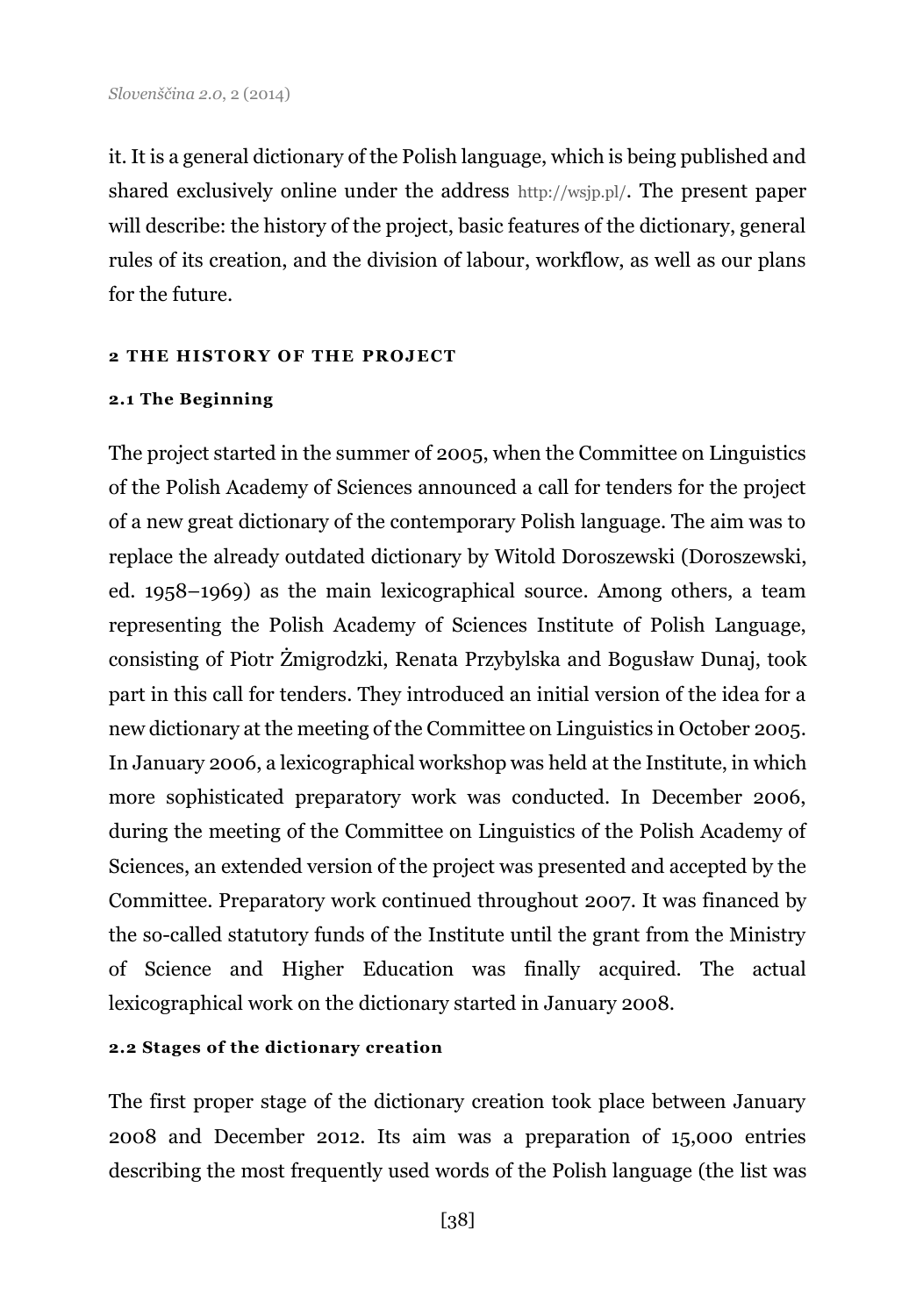it. It is a general dictionary of the Polish language, which is being published and shared exclusively online under the address http://wsjp.pl/. The present paper will describe: the history of the project, basic features of the dictionary, general rules of its creation, and the division of labour, workflow, as well as our plans for the future.

## 2 THE HISTORY OF THE PROJECT

### 2.1 The Beginning

The project started in the summer of 2005, when the Committee on Linguistics of the Polish Academy of Sciences announced a call for tenders for the project of a new great dictionary of the contemporary Polish language. The aim was to replace the already outdated dictionary by Witold Doroszewski (Doroszewski, ed. 1958–1969) as the main lexicographical source. Among others, a team representing the Polish Academy of Sciences Institute of Polish Language, consisting of Piotr Żmigrodzki, Renata Przybylska and Bogusław Dunaj, took part in this call for tenders. They introduced an initial version of the idea for a new dictionary at the meeting of the Committee on Linguistics in October 2005. In January 2006, a lexicographical workshop was held at the Institute, in which more sophisticated preparatory work was conducted. In December 2006, during the meeting of the Committee on Linguistics of the Polish Academy of Sciences, an extended version of the project was presented and accepted by the Committee. Preparatory work continued throughout 2007. It was financed by the so-called statutory funds of the Institute until the grant from the Ministry of Science and Higher Education was finally acquired. The actual lexicographical work on the dictionary started in January 2008.

### 2.2 Stages of the dictionary creation

The first proper stage of the dictionary creation took place between January 2008 and December 2012. Its aim was a preparation of 15,000 entries describing the most frequently used words of the Polish language (the list was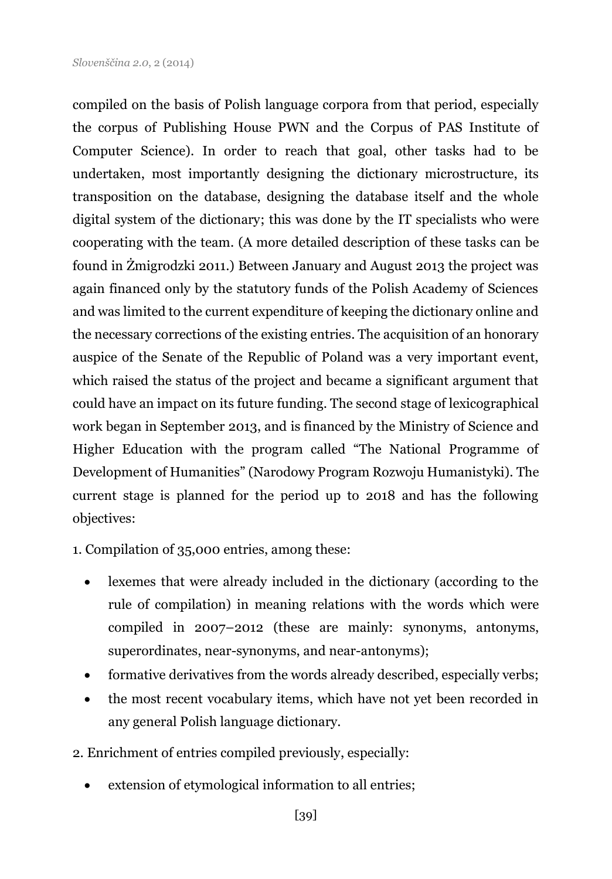compiled on the basis of Polish language corpora from that period, especially the corpus of Publishing House PWN and the Corpus of PAS Institute of Computer Science). In order to reach that goal, other tasks had to be undertaken, most importantly designing the dictionary microstructure, its transposition on the database, designing the database itself and the whole digital system of the dictionary; this was done by the IT specialists who were cooperating with the team. (A more detailed description of these tasks can be found in Żmigrodzki 2011.) Between January and August 2013 the project was again financed only by the statutory funds of the Polish Academy of Sciences and was limited to the current expenditure of keeping the dictionary online and the necessary corrections of the existing entries. The acquisition of an honorary auspice of the Senate of the Republic of Poland was a very important event, which raised the status of the project and became a significant argument that could have an impact on its future funding. The second stage of lexicographical work began in September 2013, and is financed by the Ministry of Science and Higher Education with the program called "The National Programme of Development of Humanities" (Narodowy Program Rozwoju Humanistyki). The current stage is planned for the period up to 2018 and has the following objectives:

1. Compilation of 35,000 entries, among these:

- lexemes that were already included in the dictionary (according to the rule of compilation) in meaning relations with the words which were compiled in 2007–2012 (these are mainly: synonyms, antonyms, superordinates, near-synonyms, and near-antonyms);
- formative derivatives from the words already described, especially verbs;
- the most recent vocabulary items, which have not yet been recorded in any general Polish language dictionary.

2. Enrichment of entries compiled previously, especially:

- extension of etymological information to all entries;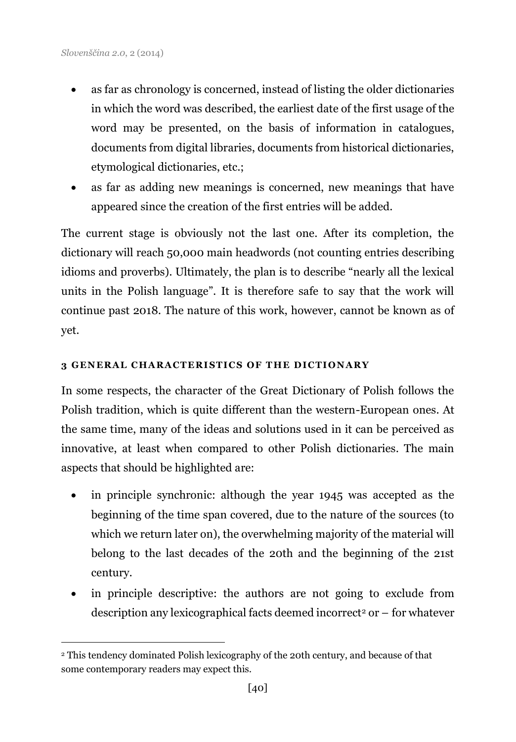- as far as chronology is concerned, instead of listing the older dictionaries in which the word was described, the earliest date of the first usage of the word may be presented, on the basis of information in catalogues, documents from digital libraries, documents from historical dictionaries, etymological dictionaries, etc.;
- as far as adding new meanings is concerned, new meanings that have appeared since the creation of the first entries will be added.

The current stage is obviously not the last one. After its completion, the dictionary will reach 50,000 main headwords (not counting entries describing idioms and proverbs). Ultimately, the plan is to describe "nearly all the lexical units in the Polish language". It is therefore safe to say that the work will continue past 2018. The nature of this work, however, cannot be known as of yet.

## 3 GENERAL CHARACTERISTICS OF THE DICTIONARY

In some respects, the character of the Great Dictionary of Polish follows the Polish tradition, which is quite different than the western-European ones. At the same time, many of the ideas and solutions used in it can be perceived as innovative, at least when compared to other Polish dictionaries. The main aspects that should be highlighted are:

- in principle synchronic: although the year 1945 was accepted as the beginning of the time span covered, due to the nature of the sources (to which we return later on), the overwhelming majority of the material will belong to the last decades of the 20th and the beginning of the 21st century.
- in principle descriptive: the authors are not going to exclude from description any lexicographical facts deemed incorrect[2] or – for whatever

[2] This tendency dominated Polish lexicography of the 20th century, and because of that some contemporary readers may expect this.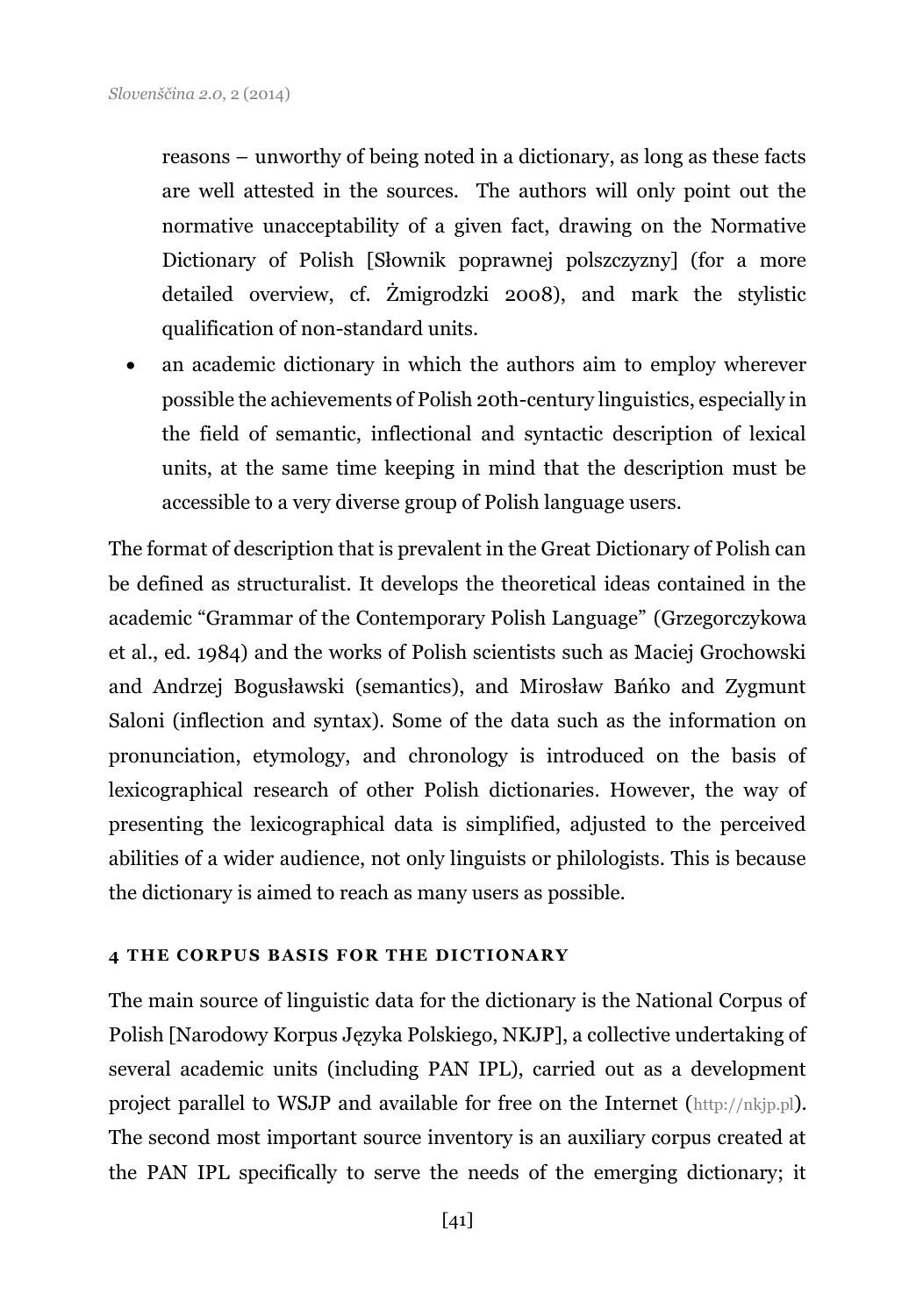reasons – unworthy of being noted in a dictionary, as long as these facts are well attested in the sources. The authors will only point out the normative unacceptability of a given fact, drawing on the Normative Dictionary of Polish [Słownik poprawnej polszczyzny] (for a more detailed overview, cf. Żmigrodzki 2008), and mark the stylistic qualification of non-standard units.

- an academic dictionary in which the authors aim to employ wherever possible the achievements of Polish 20th-century linguistics, especially in the field of semantic, inflectional and syntactic description of lexical units, at the same time keeping in mind that the description must be accessible to a very diverse group of Polish language users.

The format of description that is prevalent in the Great Dictionary of Polish can be defined as structuralist. It develops the theoretical ideas contained in the academic "Grammar of the Contemporary Polish Language" (Grzegorczykowa et al., ed. 1984) and the works of Polish scientists such as Maciej Grochowski and Andrzej Bogusławski (semantics), and Mirosław Bańko and Zygmunt Saloni (inflection and syntax). Some of the data such as the information on pronunciation, etymology, and chronology is introduced on the basis of lexicographical research of other Polish dictionaries. However, the way of presenting the lexicographical data is simplified, adjusted to the perceived abilities of a wider audience, not only linguists or philologists. This is because the dictionary is aimed to reach as many users as possible.

## 4 THE CORPUS BASIS FOR THE DICTIONARY

The main source of linguistic data for the dictionary is the National Corpus of Polish [Narodowy Korpus Języka Polskiego, NKJP], a collective undertaking of several academic units (including PAN IPL), carried out as a development project parallel to WSJP and available for free on the Internet (http://nkjp.pl). The second most important source inventory is an auxiliary corpus created at the PAN IPL specifically to serve the needs of the emerging dictionary; it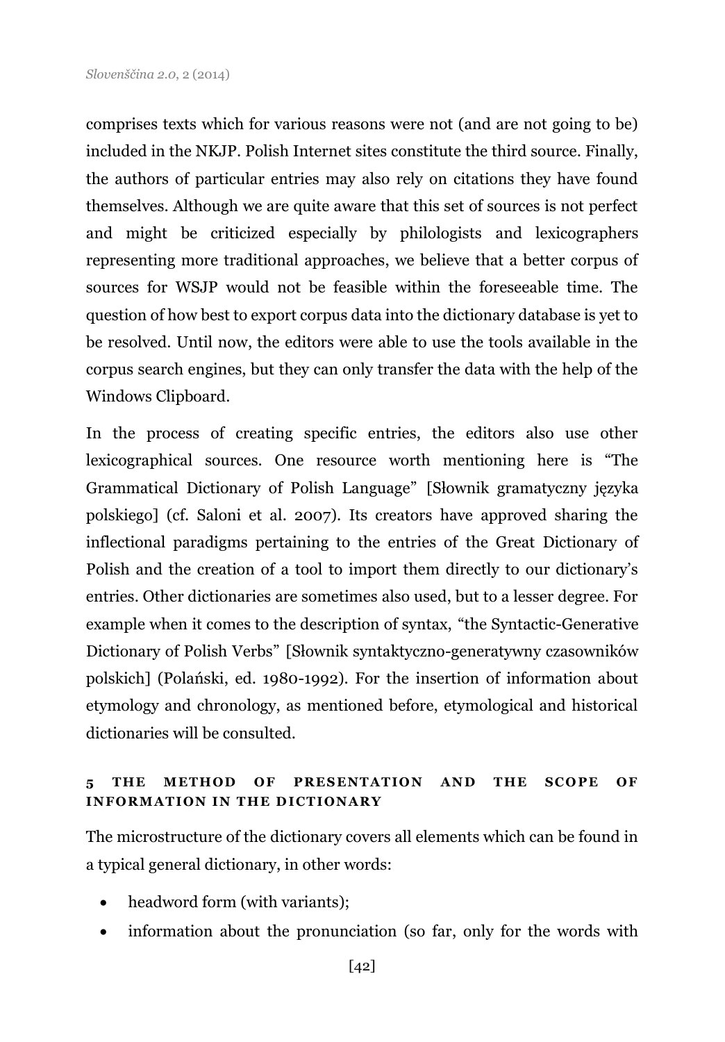comprises texts which for various reasons were not (and are not going to be) included in the NKJP. Polish Internet sites constitute the third source. Finally, the authors of particular entries may also rely on citations they have found themselves. Although we are quite aware that this set of sources is not perfect and might be criticized especially by philologists and lexicographers representing more traditional approaches, we believe that a better corpus of sources for WSJP would not be feasible within the foreseeable time. The question of how best to export corpus data into the dictionary database is yet to be resolved. Until now, the editors were able to use the tools available in the corpus search engines, but they can only transfer the data with the help of the Windows Clipboard.

In the process of creating specific entries, the editors also use other lexicographical sources. One resource worth mentioning here is "The Grammatical Dictionary of Polish Language" [Słownik gramatyczny języka polskiego] (cf. Saloni et al. 2007). Its creators have approved sharing the inflectional paradigms pertaining to the entries of the Great Dictionary of Polish and the creation of a tool to import them directly to our dictionary's entries. Other dictionaries are sometimes also used, but to a lesser degree. For example when it comes to the description of syntax, "the Syntactic-Generative Dictionary of Polish Verbs" [Słownik syntaktyczno-generatywny czasowników polskich] (Polański, ed. 1980-1992). For the insertion of information about etymology and chronology, as mentioned before, etymological and historical dictionaries will be consulted.

## 5 THE METHOD OF PRESENTATION AND THE SCOPE OF INFORMATION IN THE DICTIONARY

The microstructure of the dictionary covers all elements which can be found in a typical general dictionary, in other words:

- headword form (with variants);
- information about the pronunciation (so far, only for the words with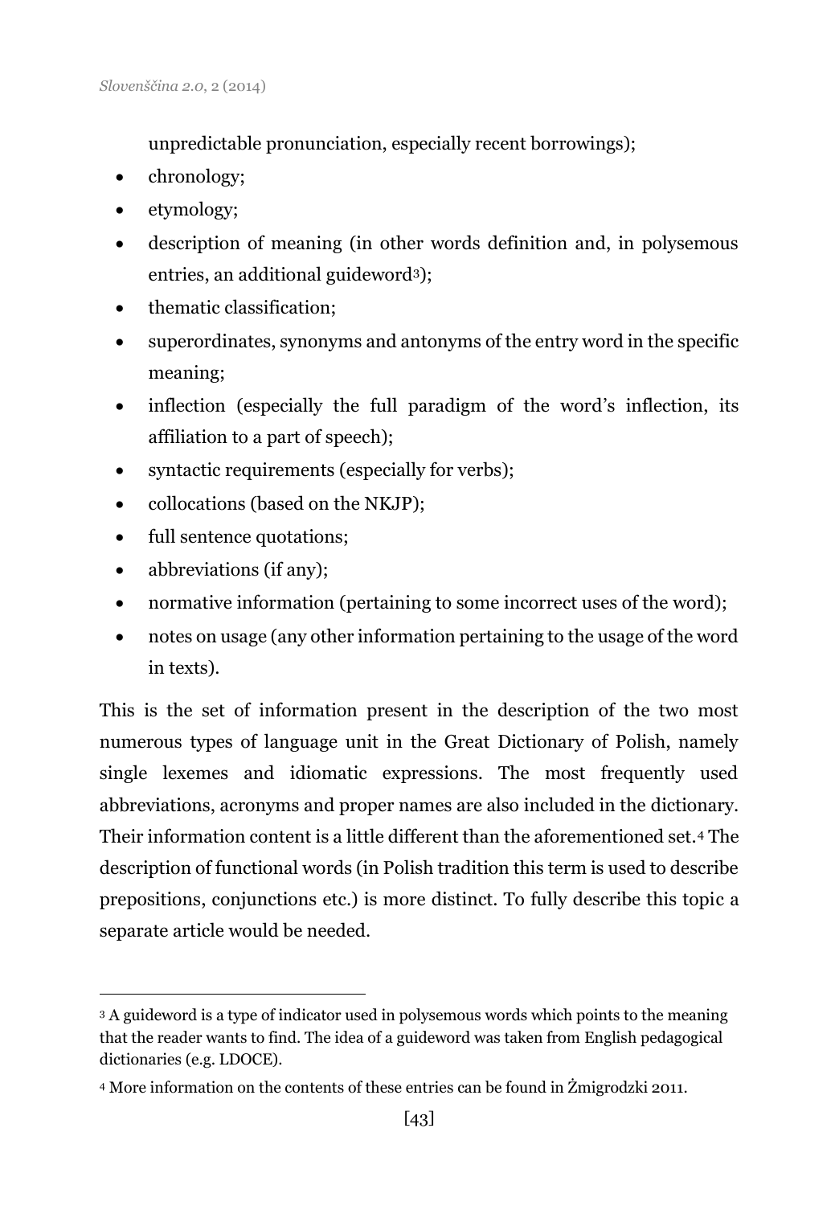unpredictable pronunciation, especially recent borrowings);

- chronology;
- etymology;
- description of meaning (in other words definition and, in polysemous entries, an additional guideword[3]);
- thematic classification;
- superordinates, synonyms and antonyms of the entry word in the specific meaning;
- inflection (especially the full paradigm of the word's inflection, its affiliation to a part of speech);
- syntactic requirements (especially for verbs);
- collocations (based on the NKJP);
- full sentence quotations;
- abbreviations (if any);
- normative information (pertaining to some incorrect uses of the word);
- notes on usage (any other information pertaining to the usage of the word in texts).

This is the set of information present in the description of the two most numerous types of language unit in the Great Dictionary of Polish, namely single lexemes and idiomatic expressions. The most frequently used abbreviations, acronyms and proper names are also included in the dictionary. Their information content is a little different than the aforementioned set.[4] The description of functional words (in Polish tradition this term is used to describe prepositions, conjunctions etc.) is more distinct. To fully describe this topic a separate article would be needed.

---

[3] A guideword is a type of indicator used in polysemous words which points to the meaning that the reader wants to find. The idea of a guideword was taken from English pedagogical dictionaries (e.g. LDOCE).

[4] More information on the contents of these entries can be found in Żmigrodzki 2011.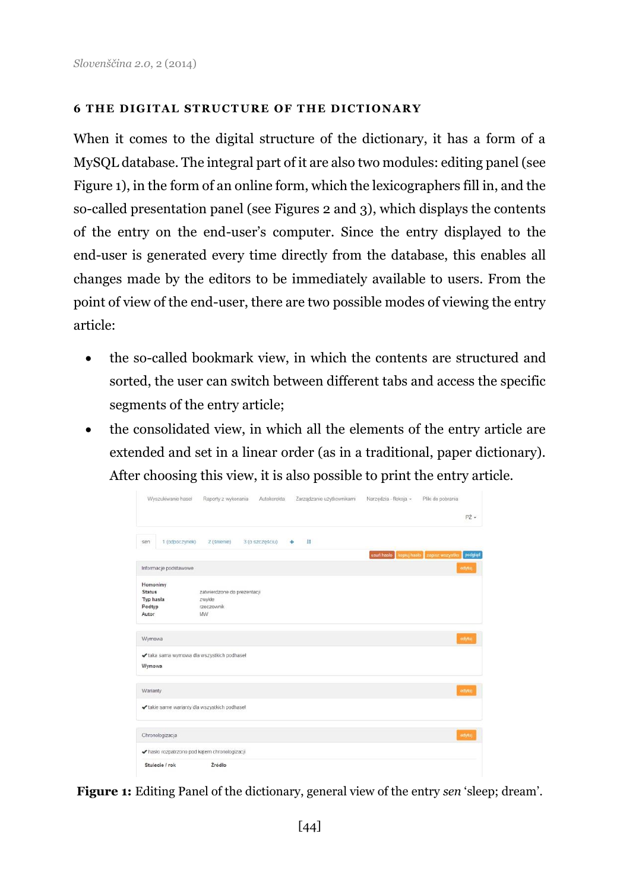## 6 THE DIGITAL STRUCTURE OF THE DICTIONARY

When it comes to the digital structure of the dictionary, it has a form of a MySQL database. The integral part of it are also two modules: editing panel (see Figure 1), in the form of an online form, which the lexicographers fill in, and the so-called presentation panel (see Figures 2 and 3), which displays the contents of the entry on the end-user's computer. Since the entry displayed to the end-user is generated every time directly from the database, this enables all changes made by the editors to be immediately available to users. From the point of view of the end-user, there are two possible modes of viewing the entry article:

- the so-called bookmark view, in which the contents are structured and sorted, the user can switch between different tabs and access the specific segments of the entry article;
- the consolidated view, in which all the elements of the entry article are extended and set in a linear order (as in a traditional, paper dictionary). After choosing this view, it is also possible to print the entry article.

**Figure 1:** Editing Panel of the dictionary, general view of the entry *sen* 'sleep; dream'.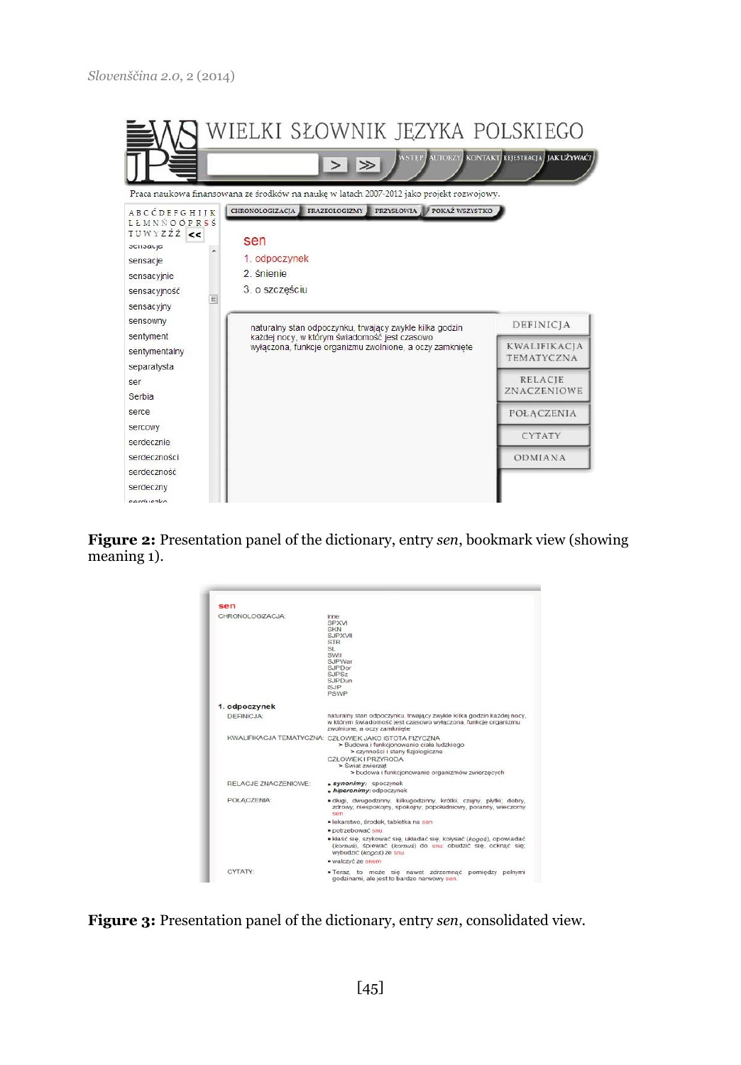**Figure 2:** Presentation panel of the dictionary, entry *sen*, bookmark view (showing meaning 1).

**Figure 3:** Presentation panel of the dictionary, entry *sen*, consolidated view.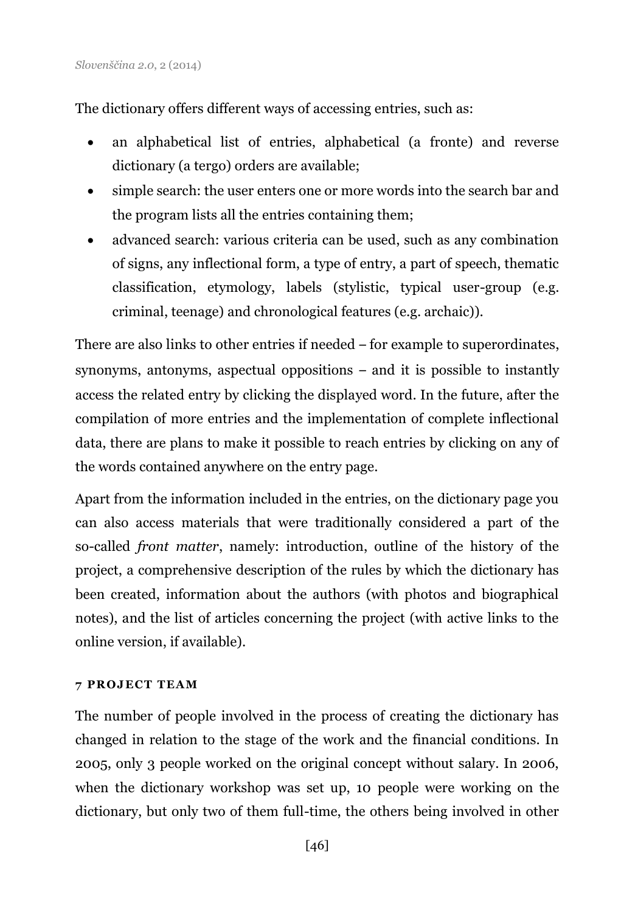The dictionary offers different ways of accessing entries, such as:

- an alphabetical list of entries, alphabetical (a fronte) and reverse dictionary (a tergo) orders are available;
- simple search: the user enters one or more words into the search bar and the program lists all the entries containing them;
- advanced search: various criteria can be used, such as any combination of signs, any inflectional form, a type of entry, a part of speech, thematic classification, etymology, labels (stylistic, typical user-group (e.g. criminal, teenage) and chronological features (e.g. archaic)).

There are also links to other entries if needed – for example to superordinates, synonyms, antonyms, aspectual oppositions – and it is possible to instantly access the related entry by clicking the displayed word. In the future, after the compilation of more entries and the implementation of complete inflectional data, there are plans to make it possible to reach entries by clicking on any of the words contained anywhere on the entry page.

Apart from the information included in the entries, on the dictionary page you can also access materials that were traditionally considered a part of the so-called *front matter*, namely: introduction, outline of the history of the project, a comprehensive description of the rules by which the dictionary has been created, information about the authors (with photos and biographical notes), and the list of articles concerning the project (with active links to the online version, if available).

## 7 PROJECT TEAM

The number of people involved in the process of creating the dictionary has changed in relation to the stage of the work and the financial conditions. In 2005, only 3 people worked on the original concept without salary. In 2006, when the dictionary workshop was set up, 10 people were working on the dictionary, but only two of them full-time, the others being involved in other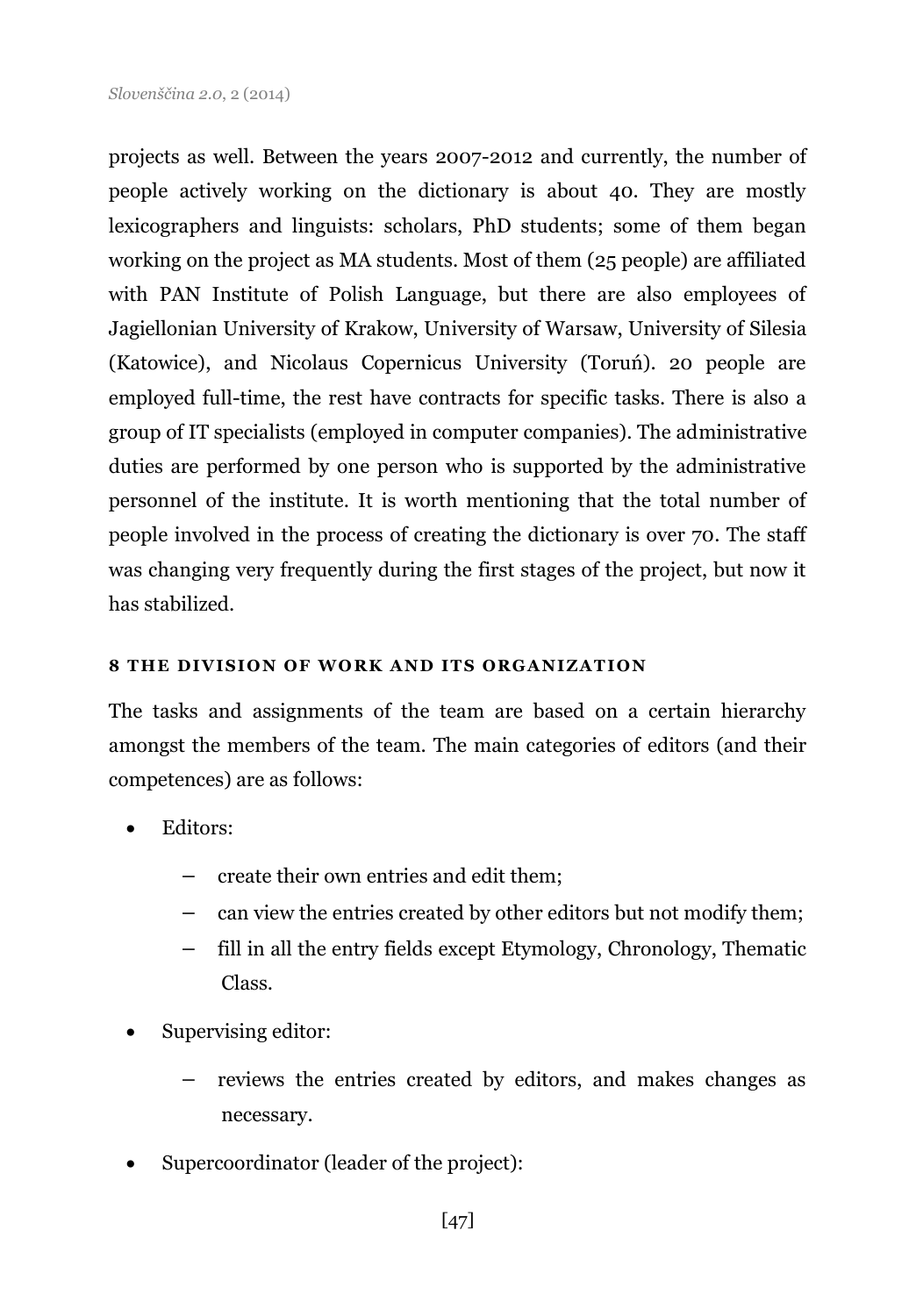projects as well. Between the years 2007-2012 and currently, the number of people actively working on the dictionary is about 40. They are mostly lexicographers and linguists: scholars, PhD students; some of them began working on the project as MA students. Most of them (25 people) are affiliated with PAN Institute of Polish Language, but there are also employees of Jagiellonian University of Krakow, University of Warsaw, University of Silesia (Katowice), and Nicolaus Copernicus University (Toruń). 20 people are employed full-time, the rest have contracts for specific tasks. There is also a group of IT specialists (employed in computer companies). The administrative duties are performed by one person who is supported by the administrative personnel of the institute. It is worth mentioning that the total number of people involved in the process of creating the dictionary is over 70. The staff was changing very frequently during the first stages of the project, but now it has stabilized.

## 8 THE DIVISION OF WORK AND ITS ORGANIZATION

The tasks and assignments of the team are based on a certain hierarchy amongst the members of the team. The main categories of editors (and their competences) are as follows:

- Editors:
  - create their own entries and edit them;
  - can view the entries created by other editors but not modify them;
  - fill in all the entry fields except Etymology, Chronology, Thematic Class.
- Supervising editor:
  - reviews the entries created by editors, and makes changes as necessary.
- Supercoordinator (leader of the project):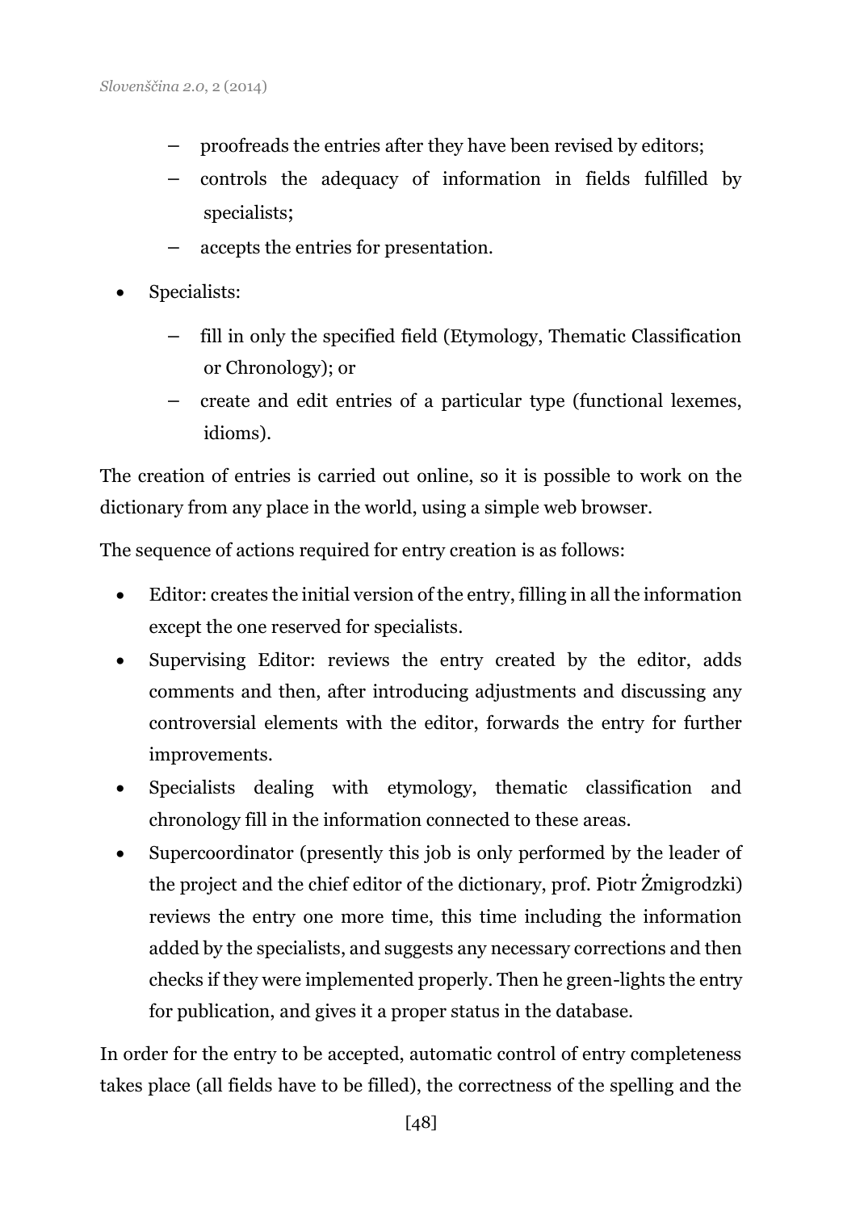- proofreads the entries after they have been revised by editors;
  - controls the adequacy of information in fields fulfilled by specialists;
  - accepts the entries for presentation.
- Specialists:
  - fill in only the specified field (Etymology, Thematic Classification or Chronology); or
  - create and edit entries of a particular type (functional lexemes, idioms).

The creation of entries is carried out online, so it is possible to work on the dictionary from any place in the world, using a simple web browser.

The sequence of actions required for entry creation is as follows:

- Editor: creates the initial version of the entry, filling in all the information except the one reserved for specialists.
- Supervising Editor: reviews the entry created by the editor, adds comments and then, after introducing adjustments and discussing any controversial elements with the editor, forwards the entry for further improvements.
- Specialists dealing with etymology, thematic classification and chronology fill in the information connected to these areas.
- Supercoordinator (presently this job is only performed by the leader of the project and the chief editor of the dictionary, prof. Piotr Żmigrodzki) reviews the entry one more time, this time including the information added by the specialists, and suggests any necessary corrections and then checks if they were implemented properly. Then he green-lights the entry for publication, and gives it a proper status in the database.

In order for the entry to be accepted, automatic control of entry completeness takes place (all fields have to be filled), the correctness of the spelling and the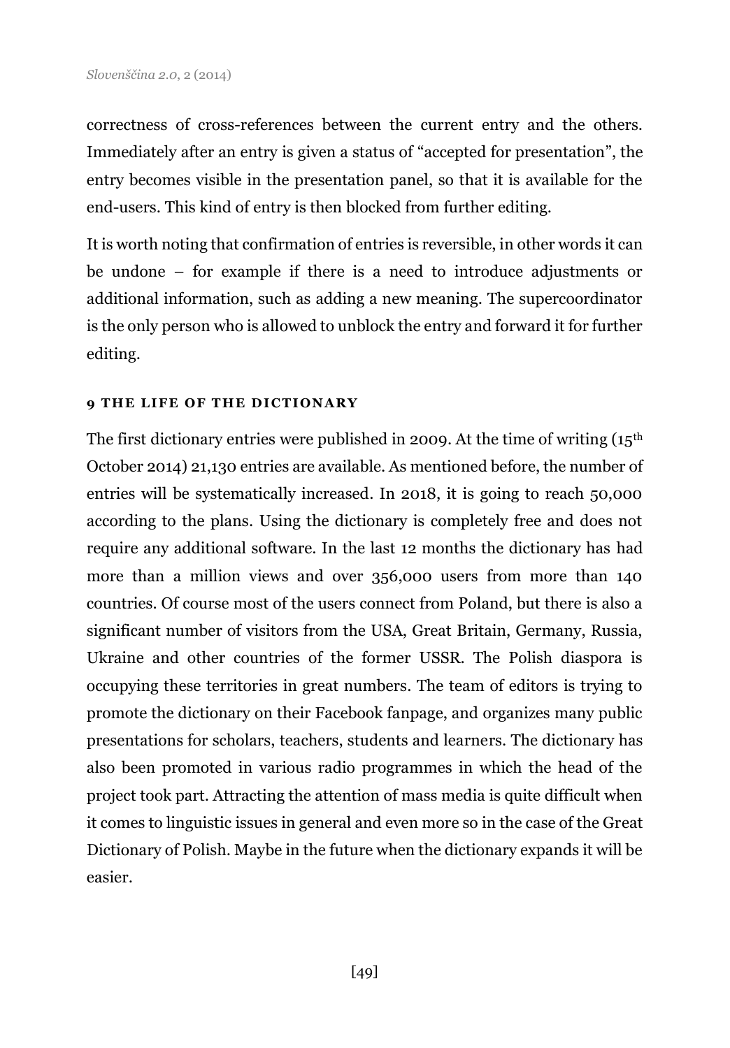correctness of cross-references between the current entry and the others. Immediately after an entry is given a status of "accepted for presentation", the entry becomes visible in the presentation panel, so that it is available for the end-users. This kind of entry is then blocked from further editing.

It is worth noting that confirmation of entries is reversible, in other words it can be undone – for example if there is a need to introduce adjustments or additional information, such as adding a new meaning. The supercoordinator is the only person who is allowed to unblock the entry and forward it for further editing.

## 9 THE LIFE OF THE DICTIONARY

The first dictionary entries were published in 2009. At the time of writing (15th October 2014) 21,130 entries are available. As mentioned before, the number of entries will be systematically increased. In 2018, it is going to reach 50,000 according to the plans. Using the dictionary is completely free and does not require any additional software. In the last 12 months the dictionary has had more than a million views and over 356,000 users from more than 140 countries. Of course most of the users connect from Poland, but there is also a significant number of visitors from the USA, Great Britain, Germany, Russia, Ukraine and other countries of the former USSR. The Polish diaspora is occupying these territories in great numbers. The team of editors is trying to promote the dictionary on their Facebook fanpage, and organizes many public presentations for scholars, teachers, students and learners. The dictionary has also been promoted in various radio programmes in which the head of the project took part. Attracting the attention of mass media is quite difficult when it comes to linguistic issues in general and even more so in the case of the Great Dictionary of Polish. Maybe in the future when the dictionary expands it will be easier.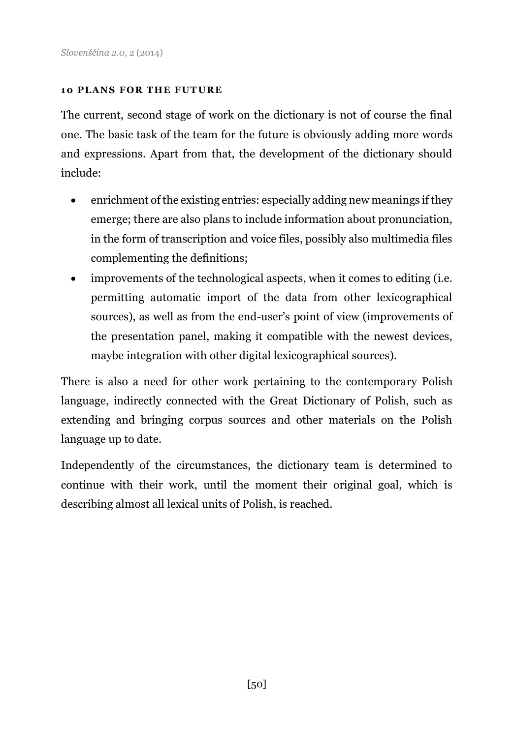## 10 PLANS FOR THE FUTURE

The current, second stage of work on the dictionary is not of course the final one. The basic task of the team for the future is obviously adding more words and expressions. Apart from that, the development of the dictionary should include:

- enrichment of the existing entries: especially adding new meanings if they emerge; there are also plans to include information about pronunciation, in the form of transcription and voice files, possibly also multimedia files complementing the definitions;
- improvements of the technological aspects, when it comes to editing (i.e. permitting automatic import of the data from other lexicographical sources), as well as from the end-user's point of view (improvements of the presentation panel, making it compatible with the newest devices, maybe integration with other digital lexicographical sources).

There is also a need for other work pertaining to the contemporary Polish language, indirectly connected with the Great Dictionary of Polish, such as extending and bringing corpus sources and other materials on the Polish language up to date.

Independently of the circumstances, the dictionary team is determined to continue with their work, until the moment their original goal, which is describing almost all lexical units of Polish, is reached.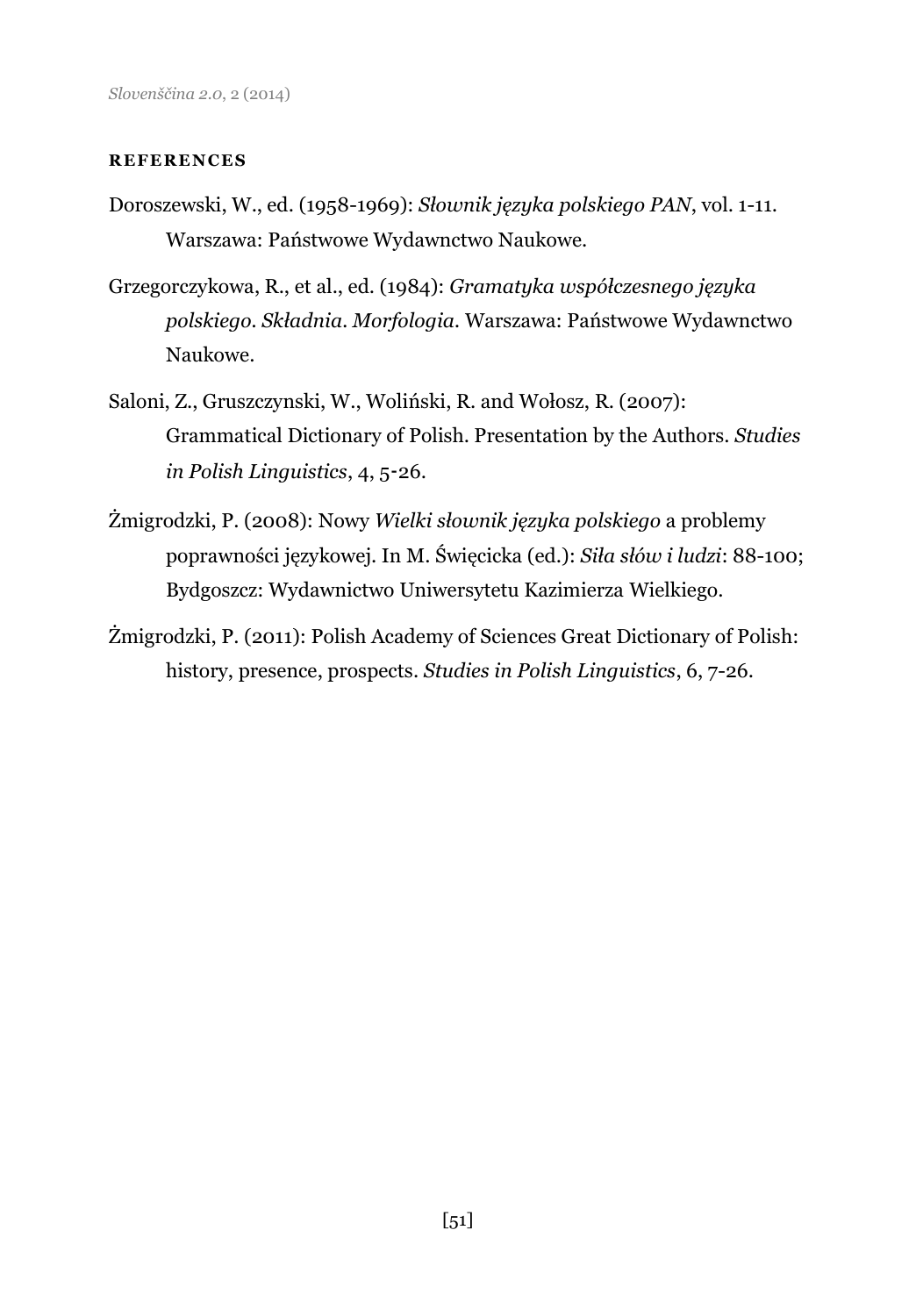## REFERENCES

Doroszewski, W., ed. (1958-1969): *Słownik języka polskiego PAN*, vol. 1-11. Warszawa: Państwowe Wydawnctwo Naukowe.

Grzegorczykowa, R., et al., ed. (1984): *Gramatyka współczesnego języka polskiego. Składnia. Morfologia.* Warszawa: Państwowe Wydawnctwo Naukowe.

Saloni, Z., Gruszczynski, W., Woliński, R. and Wołosz, R. (2007): Grammatical Dictionary of Polish. Presentation by the Authors. *Studies in Polish Linguistics*, 4, 5-26.

Żmigrodzki, P. (2008): Nowy *Wielki słownik języka polskiego* a problemy poprawności językowej. In M. Święcicka (ed.): *Siła słów i ludzi*: 88-100; Bydgoszcz: Wydawnictwo Uniwersytetu Kazimierza Wielkiego.

Żmigrodzki, P. (2011): Polish Academy of Sciences Great Dictionary of Polish: history, presence, prospects. *Studies in Polish Linguistics*, 6, 7-26.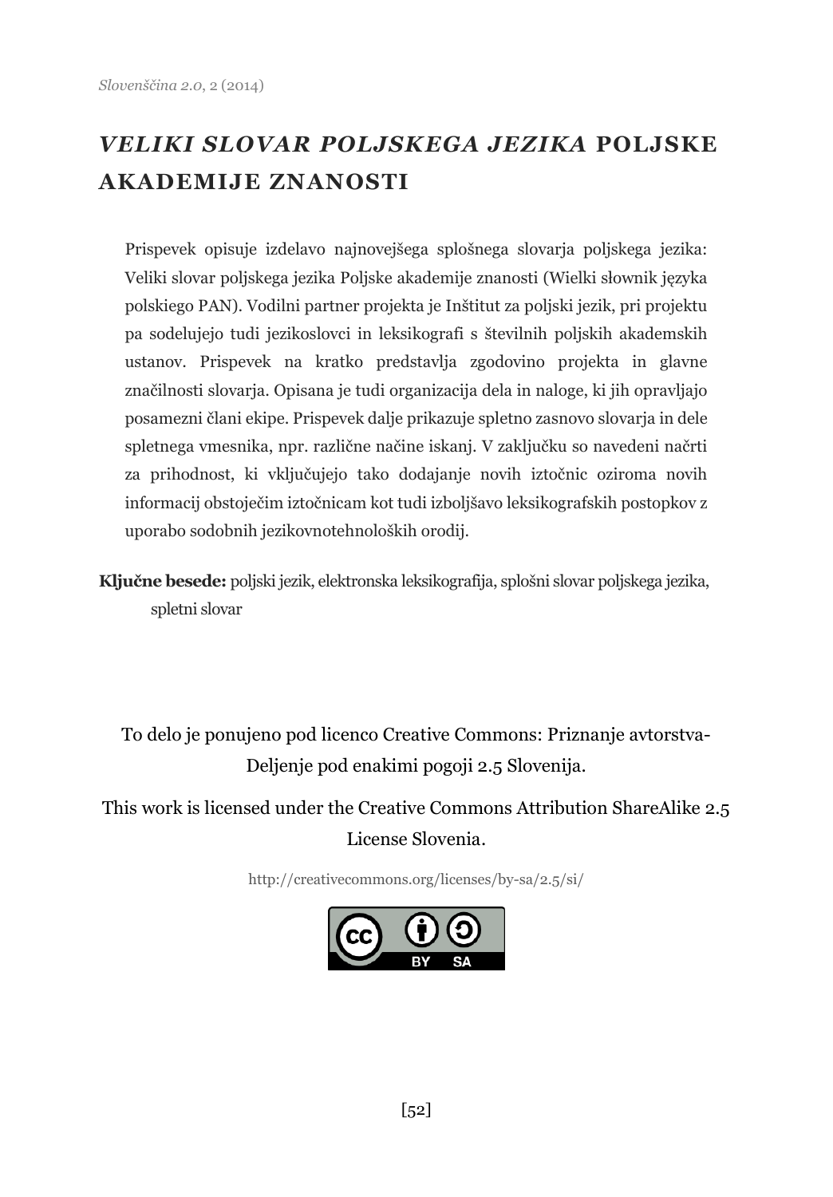# *VELIKI SLOVAR POLJSKEGA JEZIKA* POLJSKE AKADEMIJE ZNANOSTI

Prispevek opisuje izdelavo najnovejšega splošnega slovarja poljskega jezika: Veliki slovar poljskega jezika Poljske akademije znanosti (Wielki słownik języka polskiego PAN). Vodilni partner projekta je Inštitut za poljski jezik, pri projektu pa sodelujejo tudi jezikoslovci in leksikografi s številnih poljskih akademskih ustanov. Prispevek na kratko predstavlja zgodovino projekta in glavne značilnosti slovarja. Opisana je tudi organizacija dela in naloge, ki jih opravljajo posamezni člani ekipe. Prispevek dalje prikazuje spletno zasnovo slovarja in dele spletnega vmesnika, npr. različne načine iskanj. V zaključku so navedeni načrti za prihodnost, ki vključujejo tako dodajanje novih iztočnic oziroma novih informacij obstoječim iztočnicam kot tudi izboljšavo leksikografskih postopkov z uporabo sodobnih jezikovnotehnoloških orodij.

**Ključne besede:** poljski jezik, elektronska leksikografija, splošni slovar poljskega jezika, spletni slovar

To delo je ponujeno pod licenco Creative Commons: Priznanje avtorstva-Deljenje pod enakimi pogoji 2.5 Slovenija.

This work is licensed under the Creative Commons Attribution ShareAlike 2.5 License Slovenia.

http://creativecommons.org/licenses/by-sa/2.5/si/